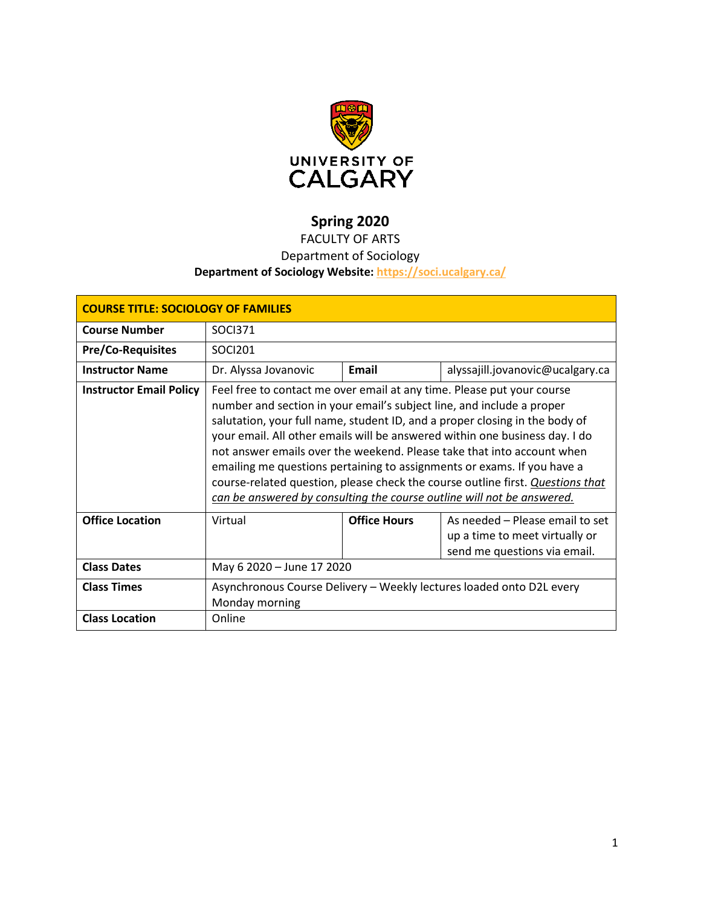UNIVERSITY OF CALGARY

# Spring 2020

FACULTY OF ARTS

Department of Sociology

**Department of Sociology Website: https://soci.ucalgary.ca/**

| **COURSE TITLE: SOCIOLOGY OF FAMILIES** | | | |
|---|---|---|---|
| **Course Number** | SOCI371 | | |
| **Pre/Co-Requisites** | SOCI201 | | |
| **Instructor Name** | Dr. Alyssa Jovanovic | **Email** | alyssajill.jovanovic@ucalgary.ca |
| **Instructor Email Policy** | Feel free to contact me over email at any time. Please put your course number and section in your email's subject line, and include a proper salutation, your full name, student ID, and a proper closing in the body of your email. All other emails will be answered within one business day. I do not answer emails over the weekend. Please take that into account when emailing me questions pertaining to assignments or exams. If you have a course-related question, please check the course outline first. *Questions that can be answered by consulting the course outline will not be answered.* | | |
| **Office Location** | Virtual | **Office Hours** | As needed – Please email to set up a time to meet virtually or send me questions via email. |
| **Class Dates** | May 6 2020 – June 17 2020 | | |
| **Class Times** | Asynchronous Course Delivery – Weekly lectures loaded onto D2L every Monday morning | | |
| **Class Location** | Online | | |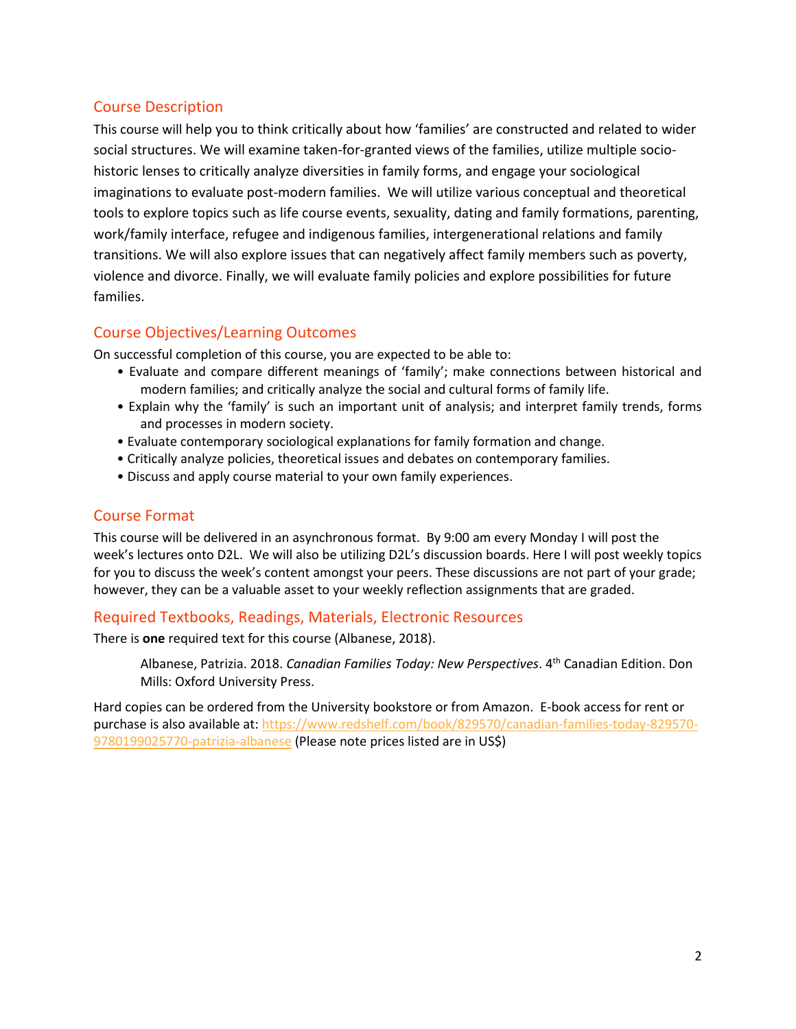## Course Description

This course will help you to think critically about how 'families' are constructed and related to wider social structures. We will examine taken-for-granted views of the families, utilize multiple socio-historic lenses to critically analyze diversities in family forms, and engage your sociological imaginations to evaluate post-modern families. We will utilize various conceptual and theoretical tools to explore topics such as life course events, sexuality, dating and family formations, parenting, work/family interface, refugee and indigenous families, intergenerational relations and family transitions. We will also explore issues that can negatively affect family members such as poverty, violence and divorce. Finally, we will evaluate family policies and explore possibilities for future families.

## Course Objectives/Learning Outcomes

On successful completion of this course, you are expected to be able to:

- Evaluate and compare different meanings of 'family'; make connections between historical and modern families; and critically analyze the social and cultural forms of family life.
- Explain why the 'family' is such an important unit of analysis; and interpret family trends, forms and processes in modern society.
- Evaluate contemporary sociological explanations for family formation and change.
- Critically analyze policies, theoretical issues and debates on contemporary families.
- Discuss and apply course material to your own family experiences.

## Course Format

This course will be delivered in an asynchronous format. By 9:00 am every Monday I will post the week's lectures onto D2L. We will also be utilizing D2L's discussion boards. Here I will post weekly topics for you to discuss the week's content amongst your peers. These discussions are not part of your grade; however, they can be a valuable asset to your weekly reflection assignments that are graded.

## Required Textbooks, Readings, Materials, Electronic Resources

There is **one** required text for this course (Albanese, 2018).

> Albanese, Patrizia. 2018. *Canadian Families Today: New Perspectives*. 4th Canadian Edition. Don Mills: Oxford University Press.

Hard copies can be ordered from the University bookstore or from Amazon. E-book access for rent or purchase is also available at: https://www.redshelf.com/book/829570/canadian-families-today-829570-9780199025770-patrizia-albanese (Please note prices listed are in US$)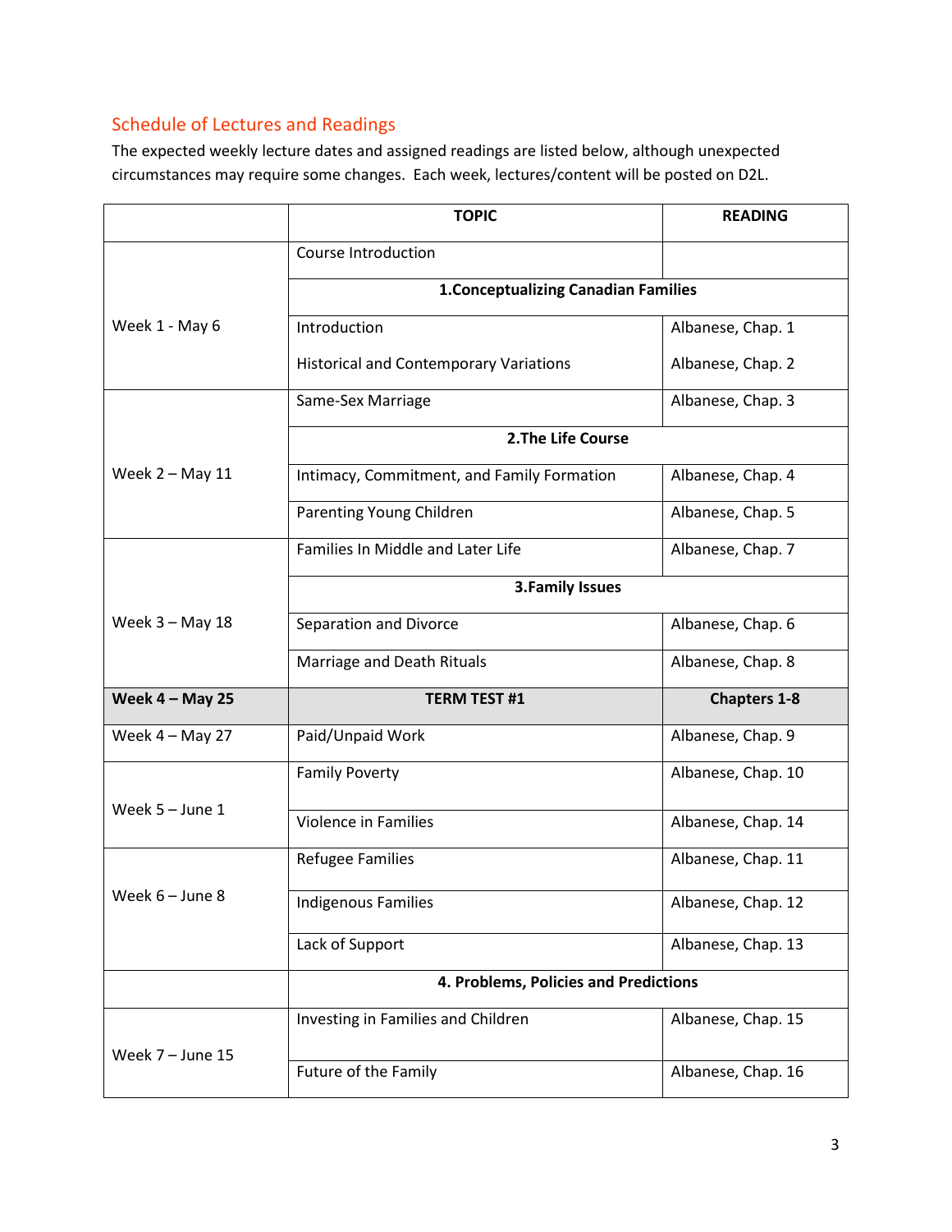## Schedule of Lectures and Readings

The expected weekly lecture dates and assigned readings are listed below, although unexpected circumstances may require some changes. Each week, lectures/content will be posted on D2L.

| | TOPIC | READING |
|---|---|---|
| Week 1 - May 6 | Course Introduction | |
| | **1.Conceptualizing Canadian Families** | |
| | Introduction | Albanese, Chap. 1 |
| | Historical and Contemporary Variations | Albanese, Chap. 2 |
| Week 2 – May 11 | Same-Sex Marriage | Albanese, Chap. 3 |
| | **2.The Life Course** | |
| | Intimacy, Commitment, and Family Formation | Albanese, Chap. 4 |
| | Parenting Young Children | Albanese, Chap. 5 |
| Week 3 – May 18 | Families In Middle and Later Life | Albanese, Chap. 7 |
| | **3.Family Issues** | |
| | Separation and Divorce | Albanese, Chap. 6 |
| | Marriage and Death Rituals | Albanese, Chap. 8 |
| **Week 4 – May 25** | **TERM TEST #1** | **Chapters 1-8** |
| Week 4 – May 27 | Paid/Unpaid Work | Albanese, Chap. 9 |
| Week 5 – June 1 | Family Poverty | Albanese, Chap. 10 |
| | Violence in Families | Albanese, Chap. 14 |
| Week 6 – June 8 | Refugee Families | Albanese, Chap. 11 |
| | Indigenous Families | Albanese, Chap. 12 |
| | Lack of Support | Albanese, Chap. 13 |
| | **4. Problems, Policies and Predictions** | |
| Week 7 – June 15 | Investing in Families and Children | Albanese, Chap. 15 |
| | Future of the Family | Albanese, Chap. 16 |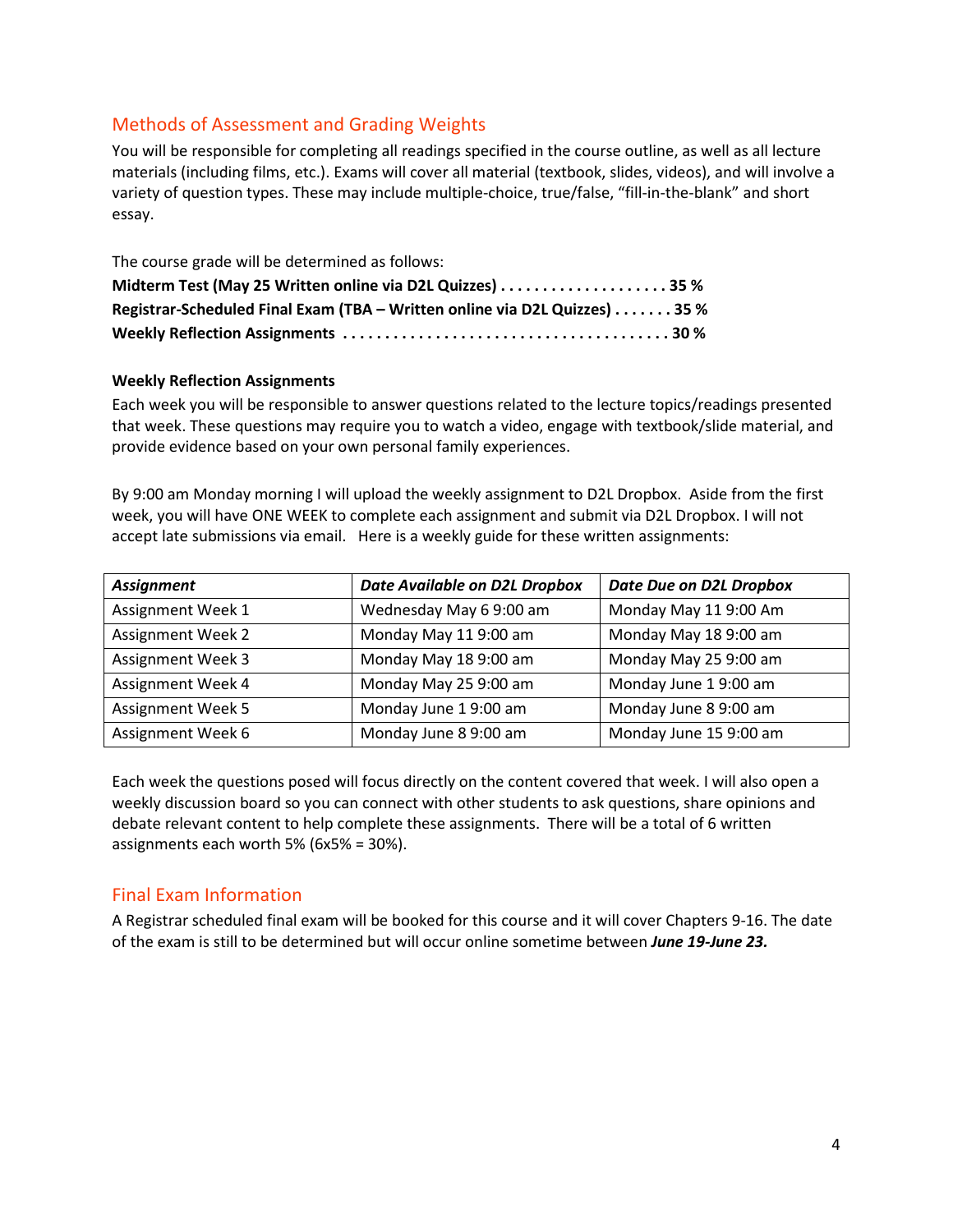## Methods of Assessment and Grading Weights

You will be responsible for completing all readings specified in the course outline, as well as all lecture materials (including films, etc.). Exams will cover all material (textbook, slides, videos), and will involve a variety of question types. These may include multiple-choice, true/false, "fill-in-the-blank" and short essay.

The course grade will be determined as follows:

**Midterm Test (May 25 Written online via D2L Quizzes) . . . . . . . . . . . . . . . . . . . . 35 %**
**Registrar-Scheduled Final Exam (TBA – Written online via D2L Quizzes) . . . . . . . 35 %**
**Weekly Reflection Assignments . . . . . . . . . . . . . . . . . . . . . . . . . . . . . . . . . . . . . . 30 %**

**Weekly Reflection Assignments**

Each week you will be responsible to answer questions related to the lecture topics/readings presented that week. These questions may require you to watch a video, engage with textbook/slide material, and provide evidence based on your own personal family experiences.

By 9:00 am Monday morning I will upload the weekly assignment to D2L Dropbox. Aside from the first week, you will have ONE WEEK to complete each assignment and submit via D2L Dropbox. I will not accept late submissions via email. Here is a weekly guide for these written assignments:

| *Assignment* | *Date Available on D2L Dropbox* | *Date Due on D2L Dropbox* |
|---|---|---|
| Assignment Week 1 | Wednesday May 6 9:00 am | Monday May 11 9:00 Am |
| Assignment Week 2 | Monday May 11 9:00 am | Monday May 18 9:00 am |
| Assignment Week 3 | Monday May 18 9:00 am | Monday May 25 9:00 am |
| Assignment Week 4 | Monday May 25 9:00 am | Monday June 1 9:00 am |
| Assignment Week 5 | Monday June 1 9:00 am | Monday June 8 9:00 am |
| Assignment Week 6 | Monday June 8 9:00 am | Monday June 15 9:00 am |

Each week the questions posed will focus directly on the content covered that week. I will also open a weekly discussion board so you can connect with other students to ask questions, share opinions and debate relevant content to help complete these assignments. There will be a total of 6 written assignments each worth 5% (6x5% = 30%).

## Final Exam Information

A Registrar scheduled final exam will be booked for this course and it will cover Chapters 9-16. The date of the exam is still to be determined but will occur online sometime between ***June 19-June 23.***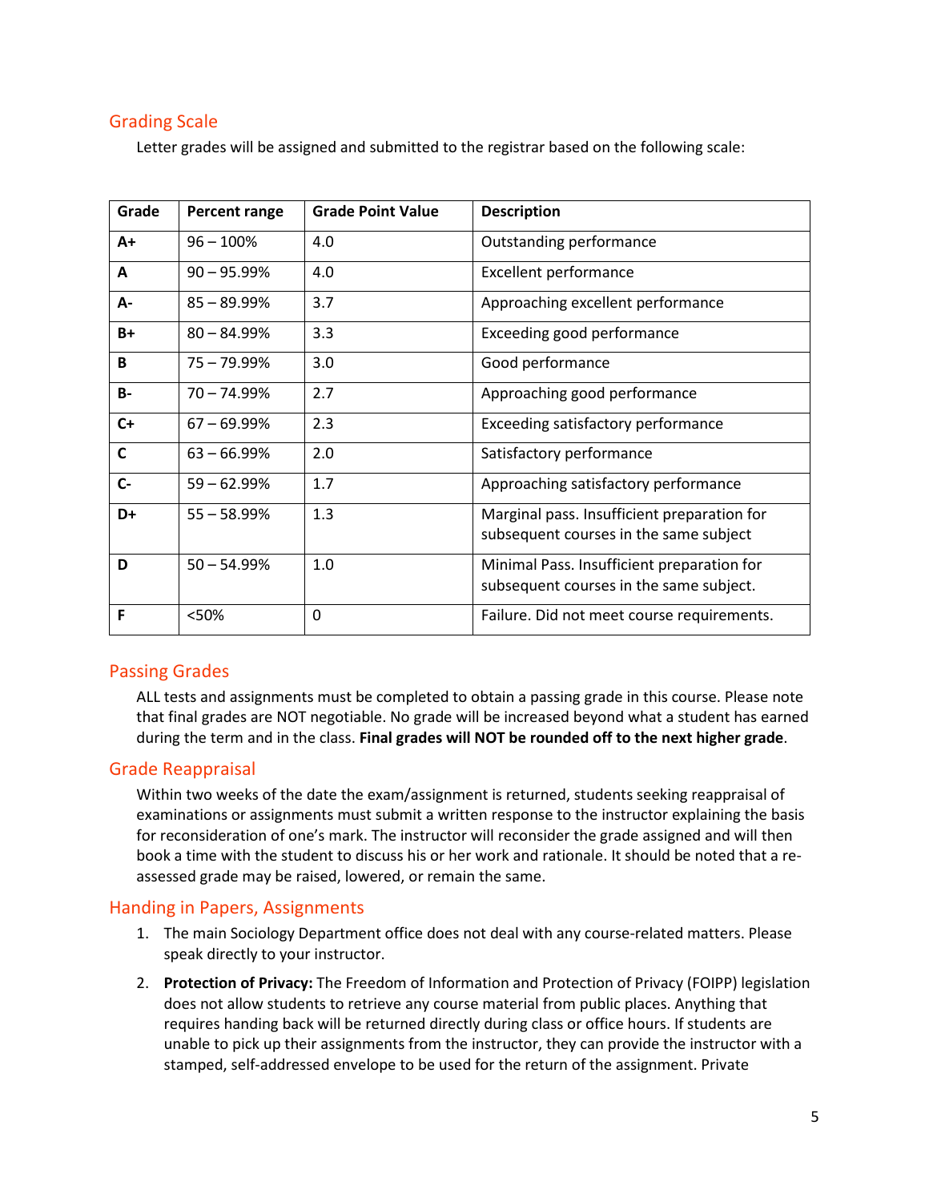## Grading Scale

Letter grades will be assigned and submitted to the registrar based on the following scale:

| Grade | Percent range | Grade Point Value | Description |
|---|---|---|---|
| **A+** | 96 – 100% | 4.0 | Outstanding performance |
| **A** | 90 – 95.99% | 4.0 | Excellent performance |
| **A-** | 85 – 89.99% | 3.7 | Approaching excellent performance |
| **B+** | 80 – 84.99% | 3.3 | Exceeding good performance |
| **B** | 75 – 79.99% | 3.0 | Good performance |
| **B-** | 70 – 74.99% | 2.7 | Approaching good performance |
| **C+** | 67 – 69.99% | 2.3 | Exceeding satisfactory performance |
| **C** | 63 – 66.99% | 2.0 | Satisfactory performance |
| **C-** | 59 – 62.99% | 1.7 | Approaching satisfactory performance |
| **D+** | 55 – 58.99% | 1.3 | Marginal pass. Insufficient preparation for subsequent courses in the same subject |
| **D** | 50 – 54.99% | 1.0 | Minimal Pass. Insufficient preparation for subsequent courses in the same subject. |
| **F** | <50% | 0 | Failure. Did not meet course requirements. |

## Passing Grades

ALL tests and assignments must be completed to obtain a passing grade in this course. Please note that final grades are NOT negotiable. No grade will be increased beyond what a student has earned during the term and in the class. **Final grades will NOT be rounded off to the next higher grade**.

## Grade Reappraisal

Within two weeks of the date the exam/assignment is returned, students seeking reappraisal of examinations or assignments must submit a written response to the instructor explaining the basis for reconsideration of one's mark. The instructor will reconsider the grade assigned and will then book a time with the student to discuss his or her work and rationale. It should be noted that a re-assessed grade may be raised, lowered, or remain the same.

## Handing in Papers, Assignments

1. The main Sociology Department office does not deal with any course-related matters. Please speak directly to your instructor.
2. **Protection of Privacy:** The Freedom of Information and Protection of Privacy (FOIPP) legislation does not allow students to retrieve any course material from public places. Anything that requires handing back will be returned directly during class or office hours. If students are unable to pick up their assignments from the instructor, they can provide the instructor with a stamped, self-addressed envelope to be used for the return of the assignment. Private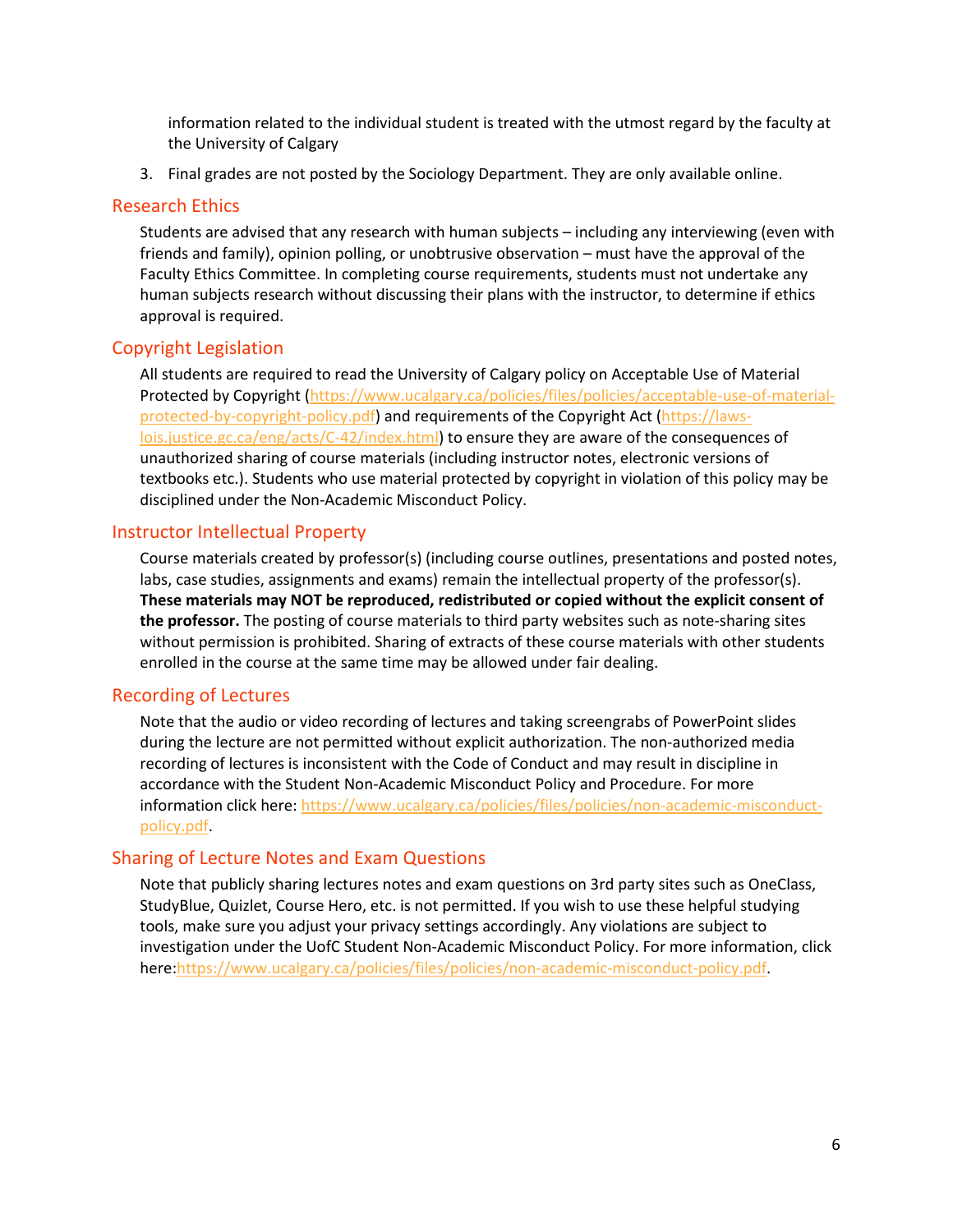information related to the individual student is treated with the utmost regard by the faculty at the University of Calgary

3. Final grades are not posted by the Sociology Department. They are only available online.

## Research Ethics

Students are advised that any research with human subjects – including any interviewing (even with friends and family), opinion polling, or unobtrusive observation – must have the approval of the Faculty Ethics Committee. In completing course requirements, students must not undertake any human subjects research without discussing their plans with the instructor, to determine if ethics approval is required.

## Copyright Legislation

All students are required to read the University of Calgary policy on Acceptable Use of Material Protected by Copyright (https://www.ucalgary.ca/policies/files/policies/acceptable-use-of-material-protected-by-copyright-policy.pdf) and requirements of the Copyright Act (https://laws-lois.justice.gc.ca/eng/acts/C-42/index.html) to ensure they are aware of the consequences of unauthorized sharing of course materials (including instructor notes, electronic versions of textbooks etc.). Students who use material protected by copyright in violation of this policy may be disciplined under the Non-Academic Misconduct Policy.

## Instructor Intellectual Property

Course materials created by professor(s) (including course outlines, presentations and posted notes, labs, case studies, assignments and exams) remain the intellectual property of the professor(s). **These materials may NOT be reproduced, redistributed or copied without the explicit consent of the professor.** The posting of course materials to third party websites such as note-sharing sites without permission is prohibited. Sharing of extracts of these course materials with other students enrolled in the course at the same time may be allowed under fair dealing.

## Recording of Lectures

Note that the audio or video recording of lectures and taking screengrabs of PowerPoint slides during the lecture are not permitted without explicit authorization. The non-authorized media recording of lectures is inconsistent with the Code of Conduct and may result in discipline in accordance with the Student Non-Academic Misconduct Policy and Procedure. For more information click here: https://www.ucalgary.ca/policies/files/policies/non-academic-misconduct-policy.pdf.

## Sharing of Lecture Notes and Exam Questions

Note that publicly sharing lectures notes and exam questions on 3rd party sites such as OneClass, StudyBlue, Quizlet, Course Hero, etc. is not permitted. If you wish to use these helpful studying tools, make sure you adjust your privacy settings accordingly. Any violations are subject to investigation under the UofC Student Non-Academic Misconduct Policy. For more information, click here:https://www.ucalgary.ca/policies/files/policies/non-academic-misconduct-policy.pdf.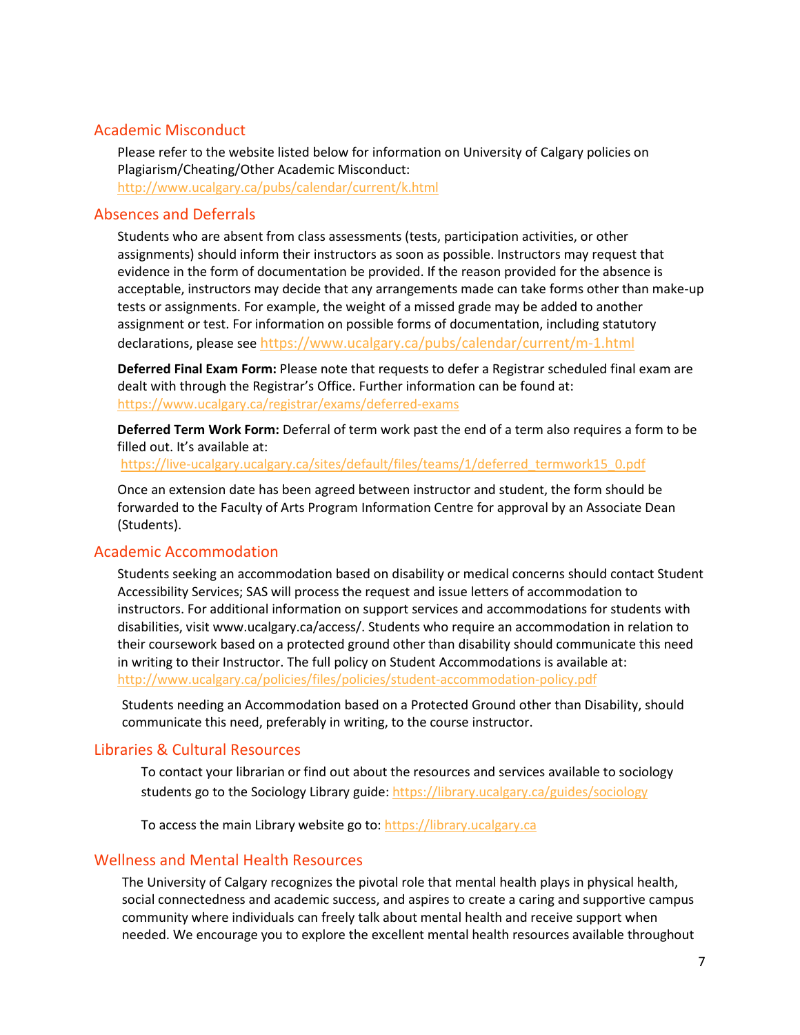## Academic Misconduct

Please refer to the website listed below for information on University of Calgary policies on Plagiarism/Cheating/Other Academic Misconduct:
http://www.ucalgary.ca/pubs/calendar/current/k.html

## Absences and Deferrals

Students who are absent from class assessments (tests, participation activities, or other assignments) should inform their instructors as soon as possible. Instructors may request that evidence in the form of documentation be provided. If the reason provided for the absence is acceptable, instructors may decide that any arrangements made can take forms other than make-up tests or assignments. For example, the weight of a missed grade may be added to another assignment or test. For information on possible forms of documentation, including statutory declarations, please see https://www.ucalgary.ca/pubs/calendar/current/m-1.html

**Deferred Final Exam Form:** Please note that requests to defer a Registrar scheduled final exam are dealt with through the Registrar's Office. Further information can be found at: https://www.ucalgary.ca/registrar/exams/deferred-exams

**Deferred Term Work Form:** Deferral of term work past the end of a term also requires a form to be filled out. It's available at:
https://live-ucalgary.ucalgary.ca/sites/default/files/teams/1/deferred_termwork15_0.pdf

Once an extension date has been agreed between instructor and student, the form should be forwarded to the Faculty of Arts Program Information Centre for approval by an Associate Dean (Students).

## Academic Accommodation

Students seeking an accommodation based on disability or medical concerns should contact Student Accessibility Services; SAS will process the request and issue letters of accommodation to instructors. For additional information on support services and accommodations for students with disabilities, visit www.ucalgary.ca/access/. Students who require an accommodation in relation to their coursework based on a protected ground other than disability should communicate this need in writing to their Instructor. The full policy on Student Accommodations is available at: http://www.ucalgary.ca/policies/files/policies/student-accommodation-policy.pdf

Students needing an Accommodation based on a Protected Ground other than Disability, should communicate this need, preferably in writing, to the course instructor.

## Libraries & Cultural Resources

To contact your librarian or find out about the resources and services available to sociology students go to the Sociology Library guide: https://library.ucalgary.ca/guides/sociology

To access the main Library website go to: https://library.ucalgary.ca

## Wellness and Mental Health Resources

The University of Calgary recognizes the pivotal role that mental health plays in physical health, social connectedness and academic success, and aspires to create a caring and supportive campus community where individuals can freely talk about mental health and receive support when needed. We encourage you to explore the excellent mental health resources available throughout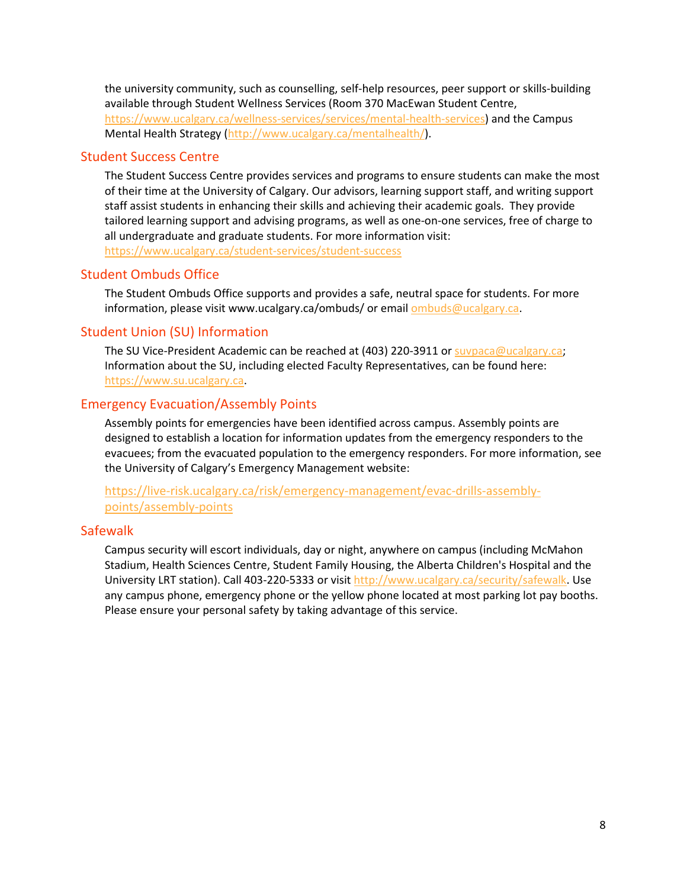the university community, such as counselling, self-help resources, peer support or skills-building available through Student Wellness Services (Room 370 MacEwan Student Centre, https://www.ucalgary.ca/wellness-services/services/mental-health-services) and the Campus Mental Health Strategy (http://www.ucalgary.ca/mentalhealth/).

## Student Success Centre

The Student Success Centre provides services and programs to ensure students can make the most of their time at the University of Calgary. Our advisors, learning support staff, and writing support staff assist students in enhancing their skills and achieving their academic goals. They provide tailored learning support and advising programs, as well as one-on-one services, free of charge to all undergraduate and graduate students. For more information visit: https://www.ucalgary.ca/student-services/student-success

## Student Ombuds Office

The Student Ombuds Office supports and provides a safe, neutral space for students. For more information, please visit www.ucalgary.ca/ombuds/ or email ombuds@ucalgary.ca.

## Student Union (SU) Information

The SU Vice-President Academic can be reached at (403) 220-3911 or suvpaca@ucalgary.ca; Information about the SU, including elected Faculty Representatives, can be found here: https://www.su.ucalgary.ca.

## Emergency Evacuation/Assembly Points

Assembly points for emergencies have been identified across campus. Assembly points are designed to establish a location for information updates from the emergency responders to the evacuees; from the evacuated population to the emergency responders. For more information, see the University of Calgary's Emergency Management website:

https://live-risk.ucalgary.ca/risk/emergency-management/evac-drills-assembly-points/assembly-points

## Safewalk

Campus security will escort individuals, day or night, anywhere on campus (including McMahon Stadium, Health Sciences Centre, Student Family Housing, the Alberta Children's Hospital and the University LRT station). Call 403-220-5333 or visit http://www.ucalgary.ca/security/safewalk. Use any campus phone, emergency phone or the yellow phone located at most parking lot pay booths. Please ensure your personal safety by taking advantage of this service.